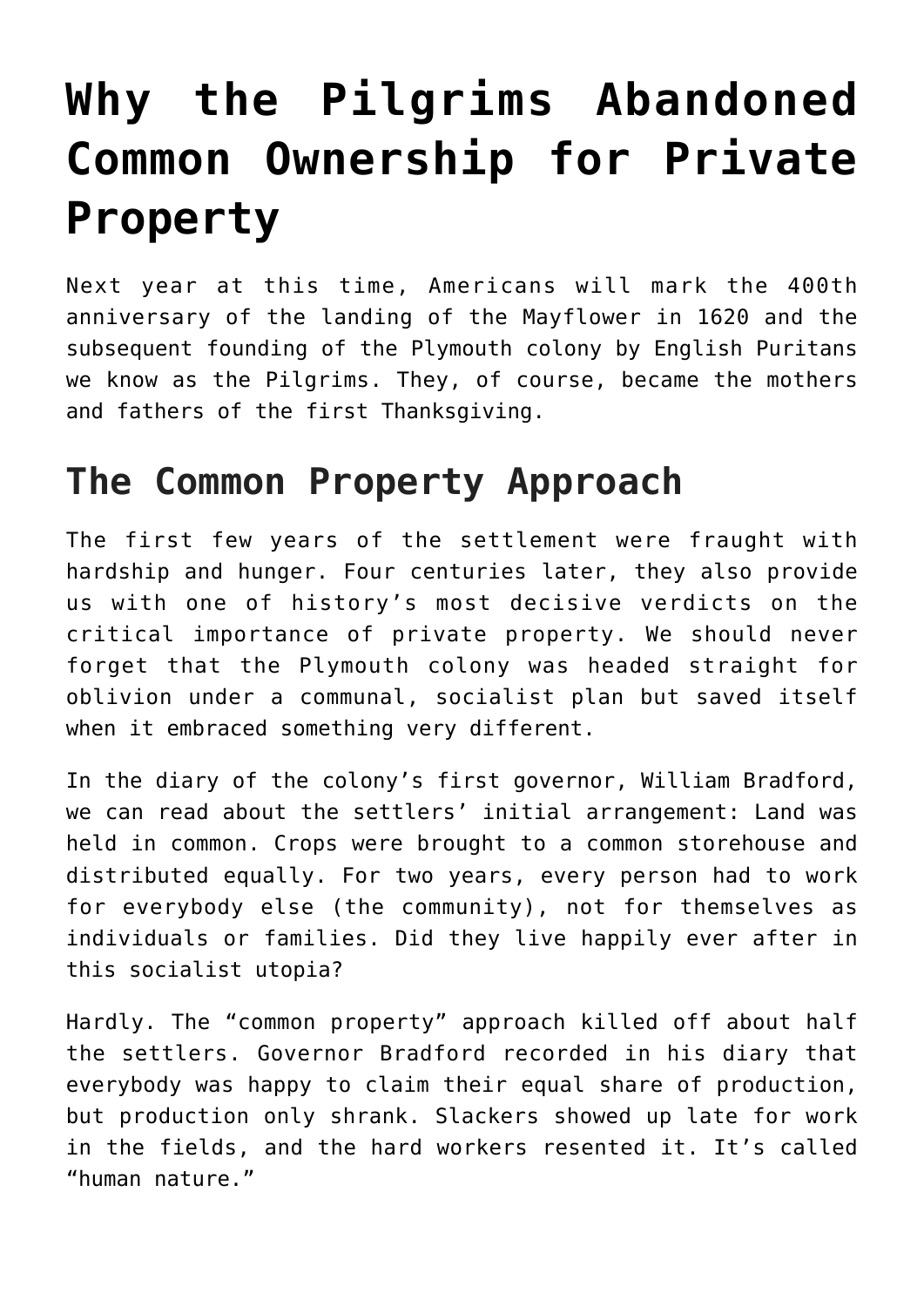# Why the Pilgrims Abandoned Common Ownership for Private Property

Next year at this time, Americans will mark the 400th anniversary of the landing of the Mayflower in 1620 and the subsequent founding of the Plymouth colony by English Puritans we know as the Pilgrims. They, of course, became the mothers and fathers of the first Thanksgiving.

## The Common Property Approach

The first few years of the settlement were fraught with hardship and hunger. Four centuries later, they also provide us with one of history's most decisive verdicts on the critical importance of private property. We should never forget that the Plymouth colony was headed straight for oblivion under a communal, socialist plan but saved itself when it embraced something very different.

In the diary of the colony's first governor, William Bradford, we can read about the settlers' initial arrangement: Land was held in common. Crops were brought to a common storehouse and distributed equally. For two years, every person had to work for everybody else (the community), not for themselves as individuals or families. Did they live happily ever after in this socialist utopia?

Hardly. The "common property" approach killed off about half the settlers. Governor Bradford recorded in his diary that everybody was happy to claim their equal share of production, but production only shrank. Slackers showed up late for work in the fields, and the hard workers resented it. It's called "human nature."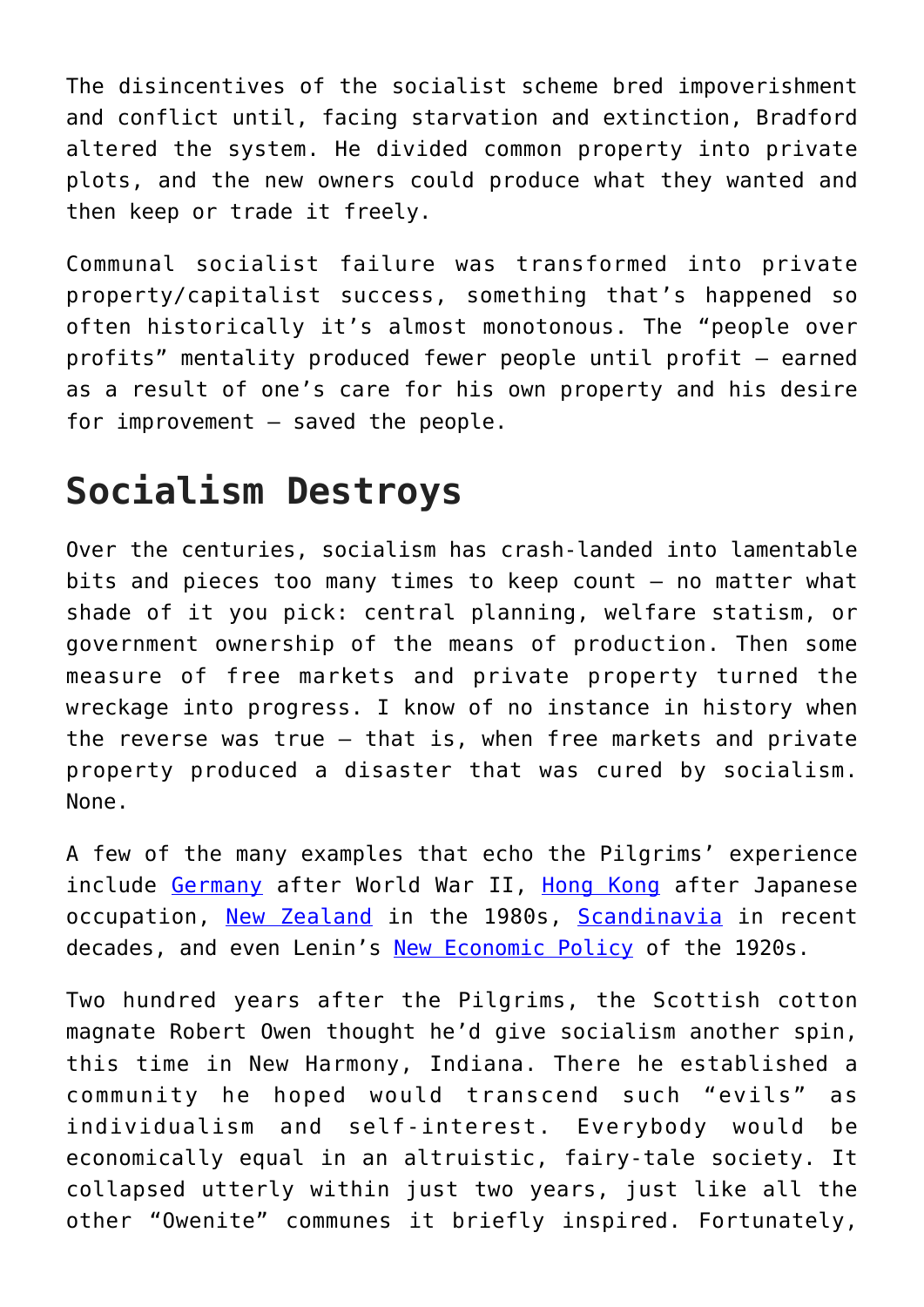The disincentives of the socialist scheme bred impoverishment and conflict until, facing starvation and extinction, Bradford altered the system. He divided common property into private plots, and the new owners could produce what they wanted and then keep or trade it freely.

Communal socialist failure was transformed into private property/capitalist success, something that's happened so often historically it's almost monotonous. The "people over profits" mentality produced fewer people until profit — earned as a result of one's care for his own property and his desire for improvement — saved the people.

## Socialism Destroys

Over the centuries, socialism has crash-landed into lamentable bits and pieces too many times to keep count — no matter what shade of it you pick: central planning, welfare statism, or government ownership of the means of production. Then some measure of free markets and private property turned the wreckage into progress. I know of no instance in history when the reverse was true — that is, when free markets and private property produced a disaster that was cured by socialism. None.

A few of the many examples that echo the Pilgrims' experience include Germany after World War II, Hong Kong after Japanese occupation, New Zealand in the 1980s, Scandinavia in recent decades, and even Lenin's New Economic Policy of the 1920s.

Two hundred years after the Pilgrims, the Scottish cotton magnate Robert Owen thought he'd give socialism another spin, this time in New Harmony, Indiana. There he established a community he hoped would transcend such "evils" as individualism and self-interest. Everybody would be economically equal in an altruistic, fairy-tale society. It collapsed utterly within just two years, just like all the other "Owenite" communes it briefly inspired. Fortunately,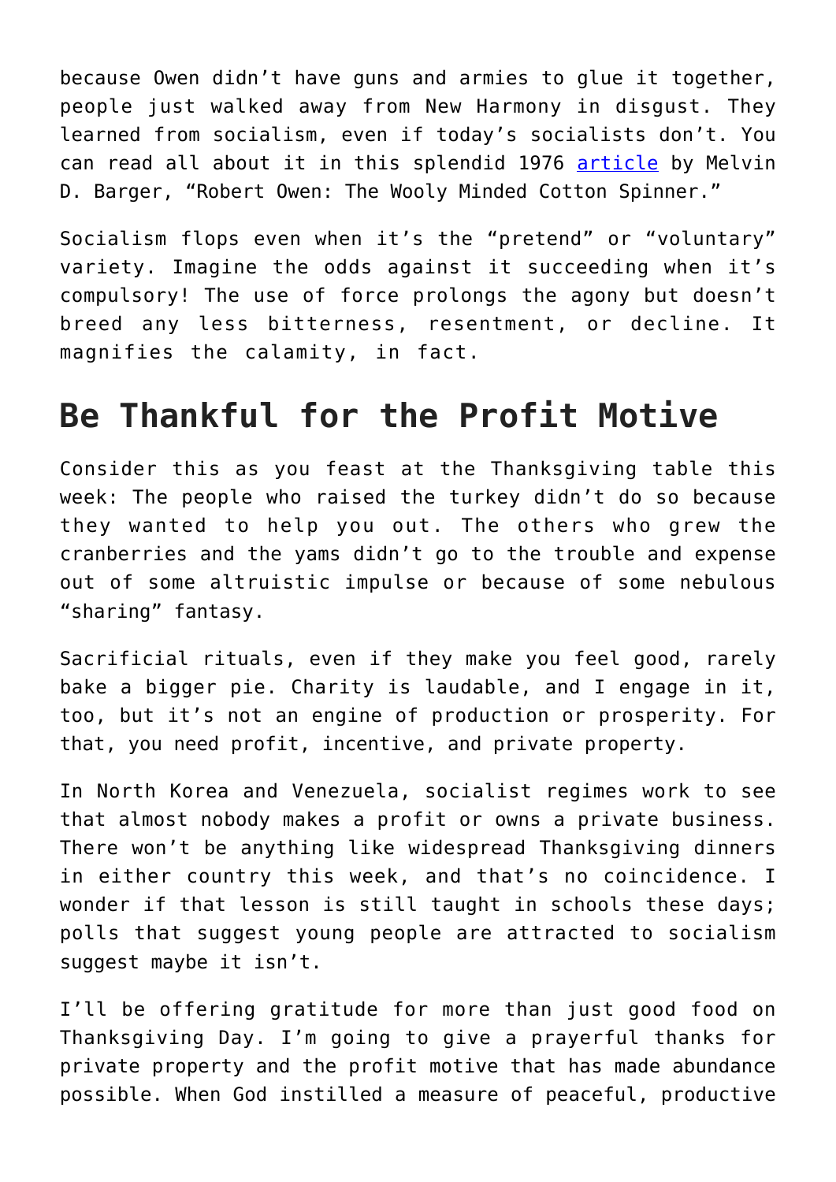because Owen didn't have guns and armies to glue it together, people just walked away from New Harmony in disgust. They learned from socialism, even if today's socialists don't. You can read all about it in this splendid 1976 article by Melvin D. Barger, "Robert Owen: The Wooly Minded Cotton Spinner."

Socialism flops even when it's the "pretend" or "voluntary" variety. Imagine the odds against it succeeding when it's compulsory! The use of force prolongs the agony but doesn't breed any less bitterness, resentment, or decline. It magnifies the calamity, in fact.

## Be Thankful for the Profit Motive

Consider this as you feast at the Thanksgiving table this week: The people who raised the turkey didn't do so because they wanted to help you out. The others who grew the cranberries and the yams didn't go to the trouble and expense out of some altruistic impulse or because of some nebulous "sharing" fantasy.

Sacrificial rituals, even if they make you feel good, rarely bake a bigger pie. Charity is laudable, and I engage in it, too, but it's not an engine of production or prosperity. For that, you need profit, incentive, and private property.

In North Korea and Venezuela, socialist regimes work to see that almost nobody makes a profit or owns a private business. There won't be anything like widespread Thanksgiving dinners in either country this week, and that's no coincidence. I wonder if that lesson is still taught in schools these days; polls that suggest young people are attracted to socialism suggest maybe it isn't.

I'll be offering gratitude for more than just good food on Thanksgiving Day. I'm going to give a prayerful thanks for private property and the profit motive that has made abundance possible. When God instilled a measure of peaceful, productive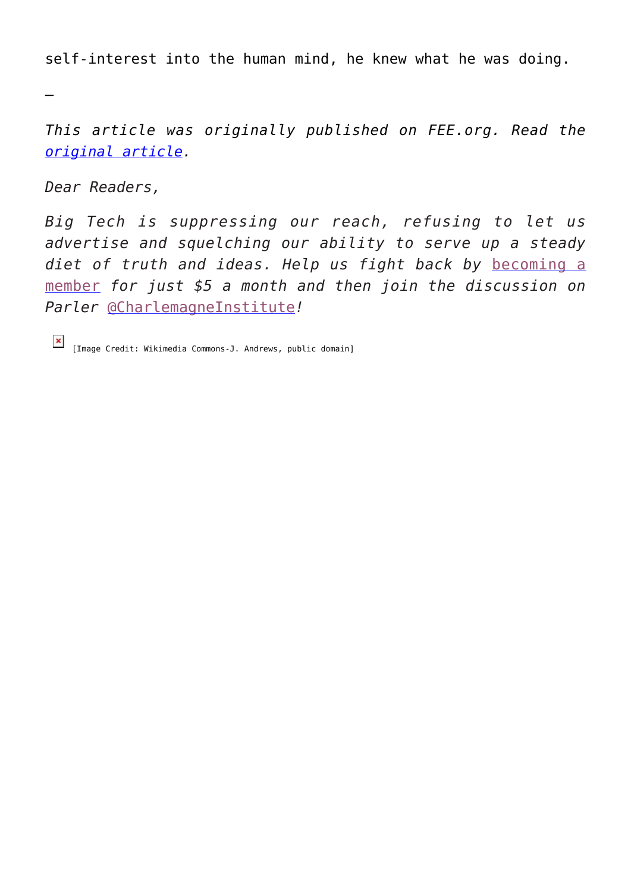self-interest into the human mind, he knew what he was doing.

—

*This article was originally published on FEE.org. Read the original article.*

*Dear Readers,*

*Big Tech is suppressing our reach, refusing to let us advertise and squelching our ability to serve up a steady diet of truth and ideas. Help us fight back by becoming a member for just $5 a month and then join the discussion on Parler @CharlemagneInstitute!*

[Image Credit: Wikimedia Commons-J. Andrews, public domain]